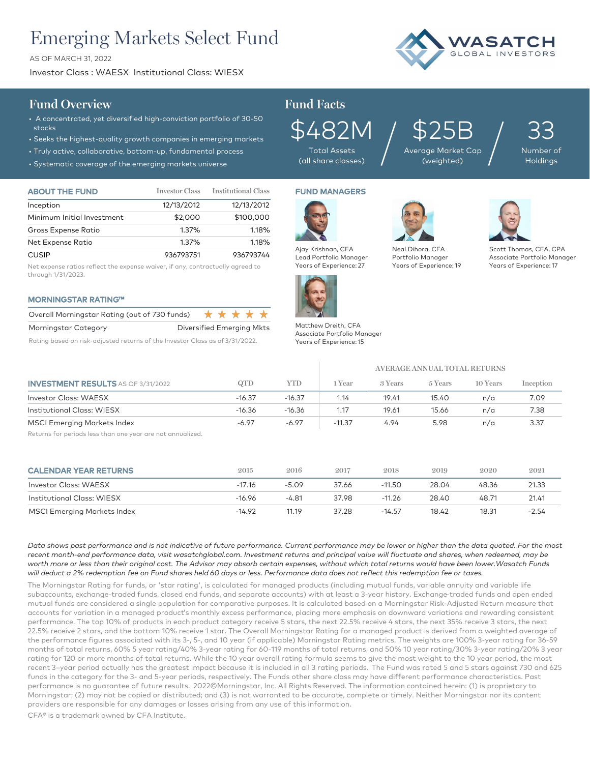# Emerging Markets Select Fund

AS OF MARCH 31, 2022

Investor Class : WAESX Institutional Class: WIESX

WASATCH GLOBAL INVESTORS

## Fund Overview

- A concentrated, yet diversified high-conviction portfolio of 30-50 stocks
- Seeks the highest-quality growth companies in emerging markets
- Truly active, collaborative, bottom-up, fundamental process
- Systematic coverage of the emerging markets universe

## Fund Facts

| $482M | $25B | 33 |
|---|---|---|
| Total Assets (all share classes) | Average Market Cap (weighted) | Number of Holdings |

### ABOUT THE FUND

| | Investor Class | Institutional Class |
|---|---|---|
| Inception | 12/13/2012 | 12/13/2012 |
| Minimum Initial Investment | $2,000 | $100,000 |
| Gross Expense Ratio | 1.37% | 1.18% |
| Net Expense Ratio | 1.37% | 1.18% |
| CUSIP | 936793751 | 936793744 |

Net expense ratios reflect the expense waiver, if any, contractually agreed to through 1/31/2023.

### MORNINGSTAR RATING™

| | |
|---|---|
| Overall Morningstar Rating (out of 730 funds) | ★★★★★ |
| Morningstar Category | Diversified Emerging Mkts |

Rating based on risk-adjusted returns of the Investor Class as of 3/31/2022.

### FUND MANAGERS

Ajay Krishnan, CFA
Lead Portfolio Manager
Years of Experience: 27

Neal Dihora, CFA
Portfolio Manager
Years of Experience: 19

Scott Thomas, CFA, CPA
Associate Portfolio Manager
Years of Experience: 17

Matthew Dreith, CFA
Associate Portfolio Manager
Years of Experience: 15

### INVESTMENT RESULTS AS OF 3/31/2022

| | | | AVERAGE ANNUAL TOTAL RETURNS | | | | |
|---|---|---|---|---|---|---|---|
| | QTD | YTD | 1 Year | 3 Years | 5 Years | 10 Years | Inception |
| Investor Class: WAESX | -16.37 | -16.37 | 1.14 | 19.41 | 15.40 | n/a | 7.09 |
| Institutional Class: WIESX | -16.36 | -16.36 | 1.17 | 19.61 | 15.66 | n/a | 7.38 |
| MSCI Emerging Markets Index | -6.97 | -6.97 | -11.37 | 4.94 | 5.98 | n/a | 3.37 |

Returns for periods less than one year are not annualized.

### CALENDAR YEAR RETURNS

| | 2015 | 2016 | 2017 | 2018 | 2019 | 2020 | 2021 |
|---|---|---|---|---|---|---|---|
| Investor Class: WAESX | -17.16 | -5.09 | 37.66 | -11.50 | 28.04 | 48.36 | 21.33 |
| Institutional Class: WIESX | -16.96 | -4.81 | 37.98 | -11.26 | 28.40 | 48.71 | 21.41 |
| MSCI Emerging Markets Index | -14.92 | 11.19 | 37.28 | -14.57 | 18.42 | 18.31 | -2.54 |

*Data shows past performance and is not indicative of future performance. Current performance may be lower or higher than the data quoted. For the most recent month-end performance data, visit wasatchglobal.com. Investment returns and principal value will fluctuate and shares, when redeemed, may be worth more or less than their original cost. The Advisor may absorb certain expenses, without which total returns would have been lower.Wasatch Funds will deduct a 2% redemption fee on Fund shares held 60 days or less. Performance data does not reflect this redemption fee or taxes.*

The Morningstar Rating for funds, or 'star rating', is calculated for managed products (including mutual funds, variable annuity and variable life subaccounts, exchange-traded funds, closed end funds, and separate accounts) with at least a 3-year history. Exchange-traded funds and open ended mutual funds are considered a single population for comparative purposes. It is calculated based on a Morningstar Risk-Adjusted Return measure that accounts for variation in a managed product's monthly excess performance, placing more emphasis on downward variations and rewarding consistent performance. The top 10% of products in each product category receive 5 stars, the next 22.5% receive 4 stars, the next 35% receive 3 stars, the next 22.5% receive 2 stars, and the bottom 10% receive 1 star. The Overall Morningstar Rating for a managed product is derived from a weighted average of the performance figures associated with its 3-, 5-, and 10 year (if applicable) Morningstar Rating metrics. The weights are 100% 3-year rating for 36-59 months of total returns, 60% 5 year rating/40% 3-year rating for 60-119 months of total returns, and 50% 10 year rating/30% 3-year rating/20% 3 year rating for 120 or more months of total returns. While the 10 year overall rating formula seems to give the most weight to the 10 year period, the most recent 3–year period actually has the greatest impact because it is included in all 3 rating periods. The Fund was rated 5 and 5 stars against 730 and 625 funds in the category for the 3- and 5-year periods, respectively. The Funds other share class may have different performance characteristics. Past performance is no guarantee of future results. 2022©Morningstar, Inc. All Rights Reserved. The information contained herein: (1) is proprietary to Morningstar; (2) may not be copied or distributed; and (3) is not warranted to be accurate, complete or timely. Neither Morningstar nor its content providers are responsible for any damages or losses arising from any use of this information.

CFA® is a trademark owned by CFA Institute.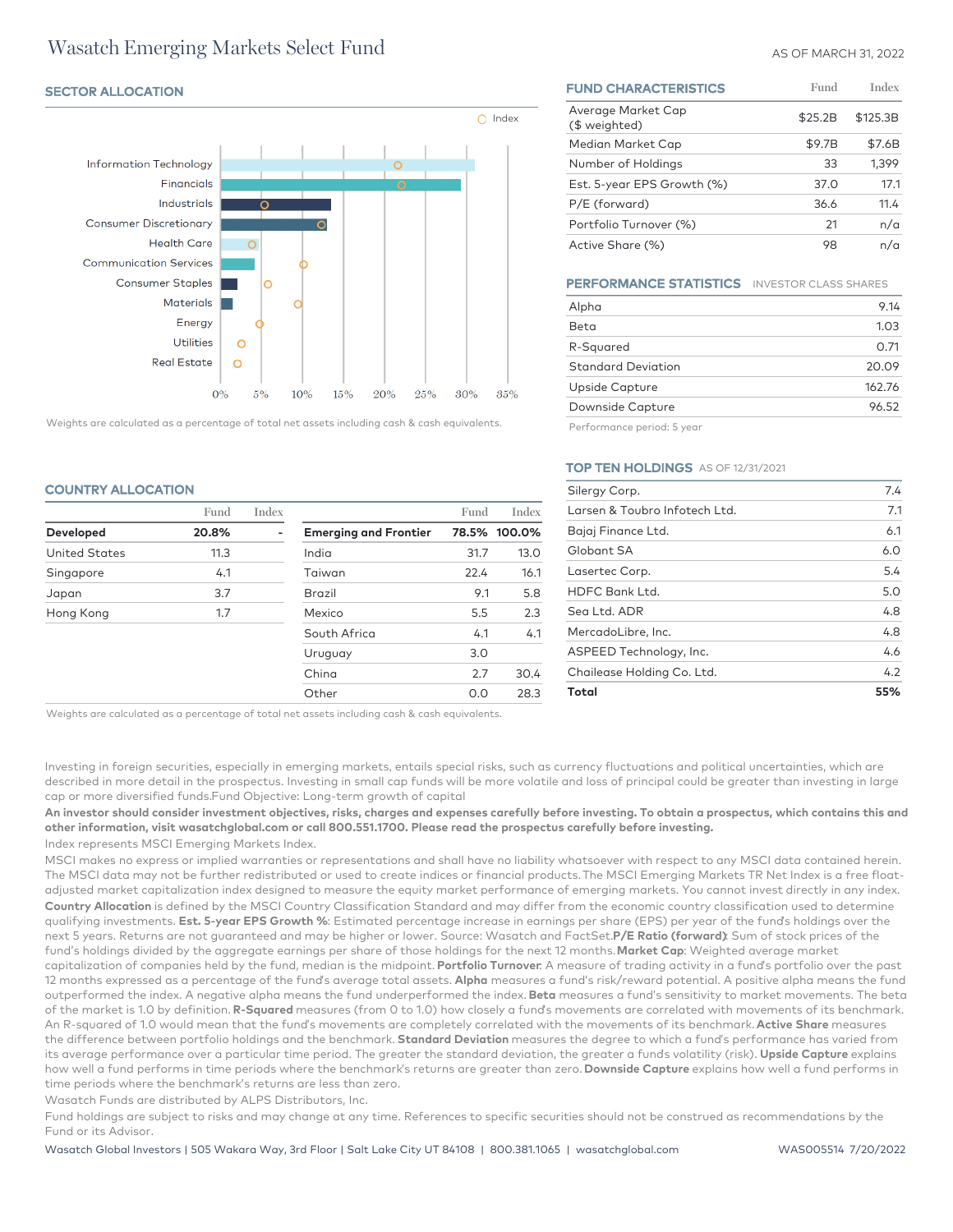# Wasatch Emerging Markets Select Fund

AS OF MARCH 31, 2022

## SECTOR ALLOCATION

Index

Information Technology
Financials
Industrials
Consumer Discretionary
Health Care
Communication Services
Consumer Staples
Materials
Energy
Utilities
Real Estate

0% 5% 10% 15% 20% 25% 30% 35%

Weights are calculated as a percentage of total net assets including cash & cash equivalents.

## FUND CHARACTERISTICS

| | Fund | Index |
|---|---|---|
| Average Market Cap ($ weighted) | $25.2B | $125.3B |
| Median Market Cap | $9.7B | $7.6B |
| Number of Holdings | 33 | 1,399 |
| Est. 5-year EPS Growth (%) | 37.0 | 17.1 |
| P/E (forward) | 36.6 | 11.4 |
| Portfolio Turnover (%) | 21 | n/a |
| Active Share (%) | 98 | n/a |

## PERFORMANCE STATISTICS INVESTOR CLASS SHARES

| | |
|---|---|
| Alpha | 9.14 |
| Beta | 1.03 |
| R-Squared | 0.71 |
| Standard Deviation | 20.09 |
| Upside Capture | 162.76 |
| Downside Capture | 96.52 |

Performance period: 5 year

## COUNTRY ALLOCATION

| | Fund | Index |
|---|---|---|
| **Developed** | **20.8%** | **-** |
| United States | 11.3 | |
| Singapore | 4.1 | |
| Japan | 3.7 | |
| Hong Kong | 1.7 | |

| | Fund | Index |
|---|---|---|
| **Emerging and Frontier** | **78.5%** | **100.0%** |
| India | 31.7 | 13.0 |
| Taiwan | 22.4 | 16.1 |
| Brazil | 9.1 | 5.8 |
| Mexico | 5.5 | 2.3 |
| South Africa | 4.1 | 4.1 |
| Uruguay | 3.0 | |
| China | 2.7 | 30.4 |
| Other | 0.0 | 28.3 |

Weights are calculated as a percentage of total net assets including cash & cash equivalents.

## TOP TEN HOLDINGS AS OF 12/31/2021

| | |
|---|---|
| Silergy Corp. | 7.4 |
| Larsen & Toubro Infotech Ltd. | 7.1 |
| Bajaj Finance Ltd. | 6.1 |
| Globant SA | 6.0 |
| Lasertec Corp. | 5.4 |
| HDFC Bank Ltd. | 5.0 |
| Sea Ltd. ADR | 4.8 |
| MercadoLibre, Inc. | 4.8 |
| ASPEED Technology, Inc. | 4.6 |
| Chailease Holding Co. Ltd. | 4.2 |
| **Total** | **55%** |

Investing in foreign securities, especially in emerging markets, entails special risks, such as currency fluctuations and political uncertainties, which are described in more detail in the prospectus. Investing in small cap funds will be more volatile and loss of principal could be greater than investing in large cap or more diversified funds.Fund Objective: Long-term growth of capital

**An investor should consider investment objectives, risks, charges and expenses carefully before investing. To obtain a prospectus, which contains this and other information, visit wasatchglobal.com or call 800.551.1700. Please read the prospectus carefully before investing.**

Index represents MSCI Emerging Markets Index.

MSCI makes no express or implied warranties or representations and shall have no liability whatsoever with respect to any MSCI data contained herein. The MSCI data may not be further redistributed or used to create indices or financial products. The MSCI Emerging Markets TR Net Index is a free float-adjusted market capitalization index designed to measure the equity market performance of emerging markets. You cannot invest directly in any index. **Country Allocation** is defined by the MSCI Country Classification Standard and may differ from the economic country classification used to determine qualifying investments. **Est. 5-year EPS Growth %**: Estimated percentage increase in earnings per share (EPS) per year of the fund's holdings over the next 5 years. Returns are not guaranteed and may be higher or lower. Source: Wasatch and FactSet.**P/E Ratio (forward)**: Sum of stock prices of the fund's holdings divided by the aggregate earnings per share of those holdings for the next 12 months. **Market Cap**: Weighted average market capitalization of companies held by the fund, median is the midpoint. **Portfolio Turnover**: A measure of trading activity in a fund's portfolio over the past 12 months expressed as a percentage of the fund's average total assets. **Alpha** measures a fund's risk/reward potential. A positive alpha means the fund outperformed the index. A negative alpha means the fund underperformed the index. **Beta** measures a fund's sensitivity to market movements. The beta of the market is 1.0 by definition. **R-Squared** measures (from 0 to 1.0) how closely a fund's movements are correlated with movements of its benchmark. An R-squared of 1.0 would mean that the fund's movements are completely correlated with the movements of its benchmark. **Active Share** measures the difference between portfolio holdings and the benchmark. **Standard Deviation** measures the degree to which a fund's performance has varied from its average performance over a particular time period. The greater the standard deviation, the greater a fund's volatility (risk). **Upside Capture** explains how well a fund performs in time periods where the benchmark's returns are greater than zero. **Downside Capture** explains how well a fund performs in time periods where the benchmark's returns are less than zero.

Wasatch Funds are distributed by ALPS Distributors, Inc.

Fund holdings are subject to risks and may change at any time. References to specific securities should not be construed as recommendations by the Fund or its Advisor.

Wasatch Global Investors | 505 Wakara Way, 3rd Floor | Salt Lake City UT 84108 | 800.381.1065 | wasatchglobal.com WAS005514 7/20/2022